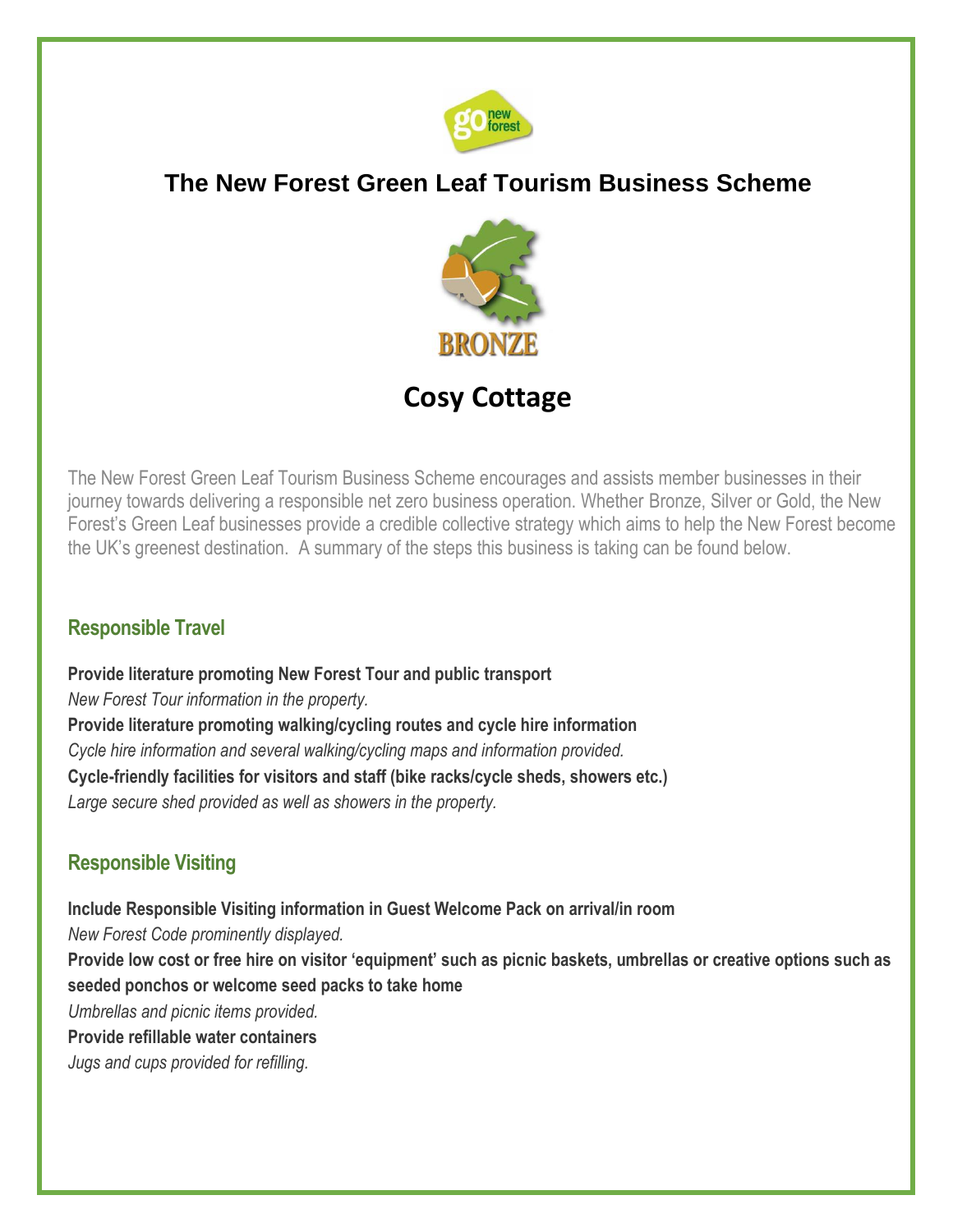# The New Forest Green Leaf Tourism Business Scheme

BRONZE

## Cosy Cottage

The New Forest Green Leaf Tourism Business Scheme encourages and assists member businesses in their journey towards delivering a responsible net zero business operation. Whether Bronze, Silver or Gold, the New Forest's Green Leaf businesses provide a credible collective strategy which aims to help the New Forest become the UK's greenest destination. A summary of the steps this business is taking can be found below.

### Responsible Travel

**Provide literature promoting New Forest Tour and public transport**
*New Forest Tour information in the property.*
**Provide literature promoting walking/cycling routes and cycle hire information**
*Cycle hire information and several walking/cycling maps and information provided.*
**Cycle-friendly facilities for visitors and staff (bike racks/cycle sheds, showers etc.)**
*Large secure shed provided as well as showers in the property.*

### Responsible Visiting

**Include Responsible Visiting information in Guest Welcome Pack on arrival/in room**
*New Forest Code prominently displayed.*
**Provide low cost or free hire on visitor 'equipment' such as picnic baskets, umbrellas or creative options such as seeded ponchos or welcome seed packs to take home**
*Umbrellas and picnic items provided.*
**Provide refillable water containers**
*Jugs and cups provided for refilling.*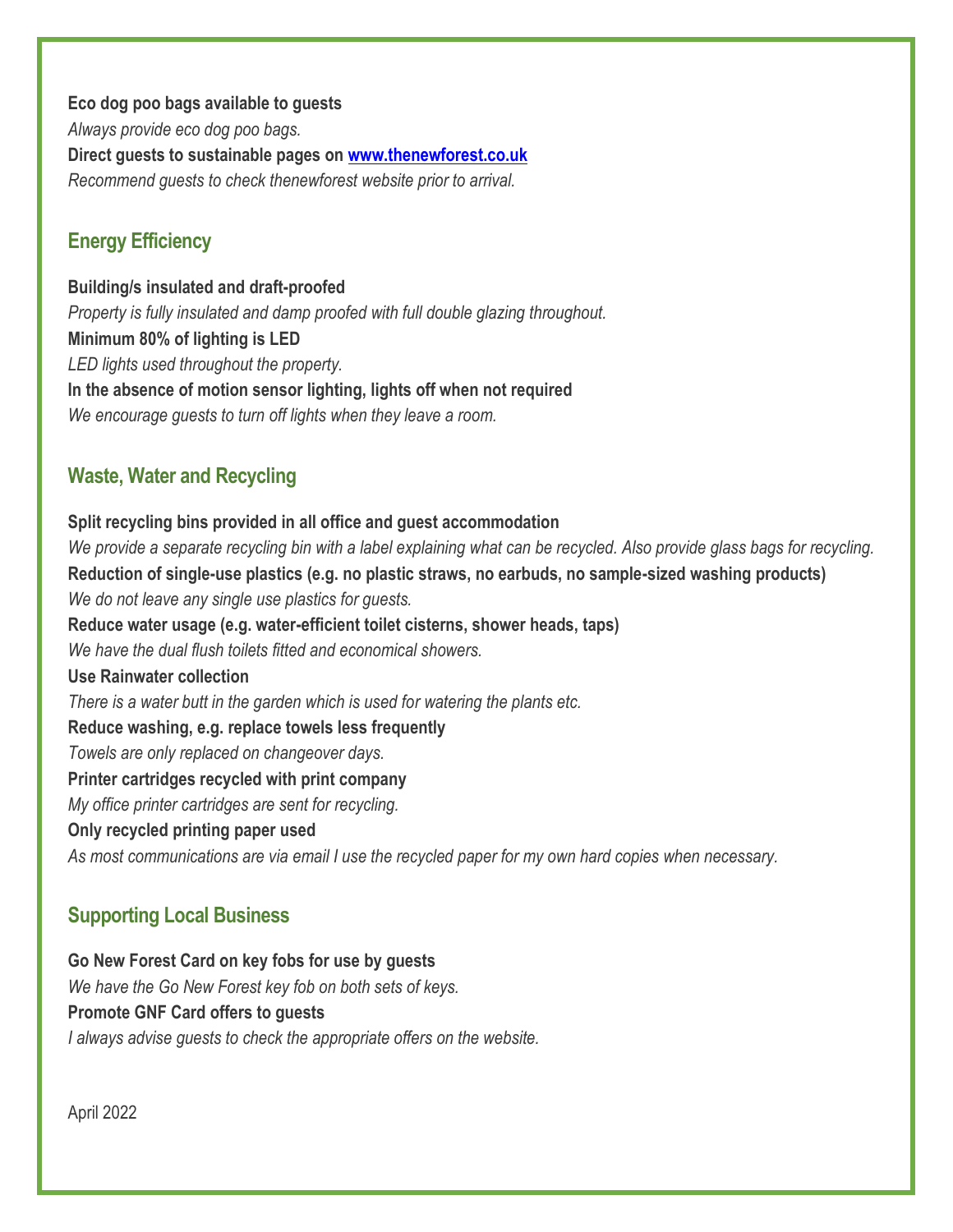**Eco dog poo bags available to guests**
*Always provide eco dog poo bags.*
**Direct guests to sustainable pages on [www.thenewforest.co.uk](http://www.thenewforest.co.uk)**
*Recommend guests to check thenewforest website prior to arrival.*

## Energy Efficiency

**Building/s insulated and draft-proofed**
*Property is fully insulated and damp proofed with full double glazing throughout.*
**Minimum 80% of lighting is LED**
*LED lights used throughout the property.*
**In the absence of motion sensor lighting, lights off when not required**
*We encourage guests to turn off lights when they leave a room.*

## Waste, Water and Recycling

**Split recycling bins provided in all office and guest accommodation**
*We provide a separate recycling bin with a label explaining what can be recycled. Also provide glass bags for recycling.*
**Reduction of single-use plastics (e.g. no plastic straws, no earbuds, no sample-sized washing products)**
*We do not leave any single use plastics for guests.*
**Reduce water usage (e.g. water-efficient toilet cisterns, shower heads, taps)**
*We have the dual flush toilets fitted and economical showers.*
**Use Rainwater collection**
*There is a water butt in the garden which is used for watering the plants etc.*
**Reduce washing, e.g. replace towels less frequently**
*Towels are only replaced on changeover days.*
**Printer cartridges recycled with print company**
*My office printer cartridges are sent for recycling.*
**Only recycled printing paper used**
*As most communications are via email I use the recycled paper for my own hard copies when necessary.*

## Supporting Local Business

**Go New Forest Card on key fobs for use by guests**
*We have the Go New Forest key fob on both sets of keys.*
**Promote GNF Card offers to guests**
*I always advise guests to check the appropriate offers on the website.*

April 2022